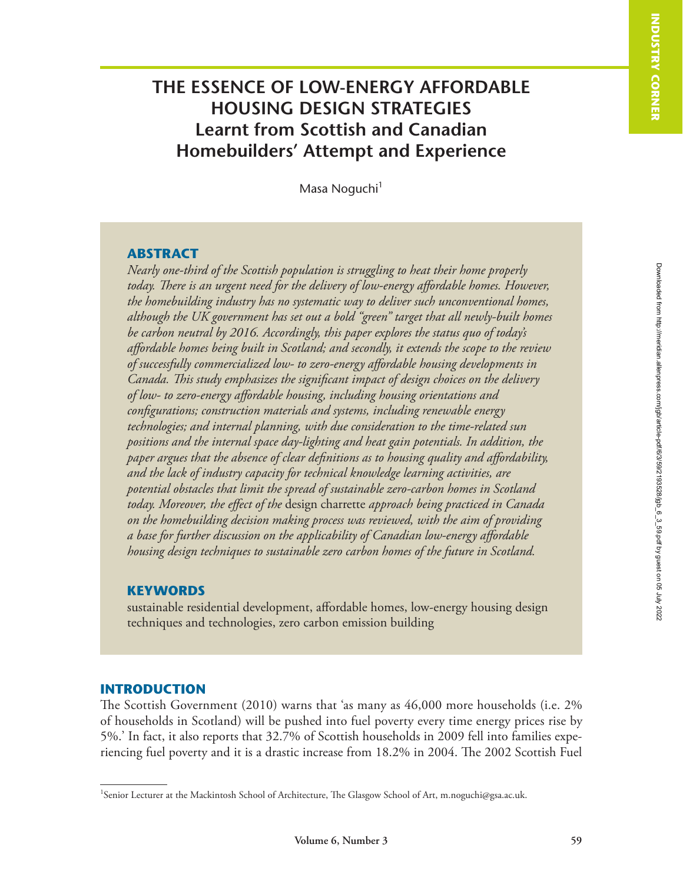# THE ESSENCE OF LOW-ENERGY AFFORDABLE HOUSING DESIGN STRATEGIES

## Learnt from Scottish and Canadian Homebuilders' Attempt and Experience

Masa Noguchi[1]

## ABSTRACT

*Nearly one-third of the Scottish population is struggling to heat their home properly today. There is an urgent need for the delivery of low-energy affordable homes. However, the homebuilding industry has no systematic way to deliver such unconventional homes, although the UK government has set out a bold "green" target that all newly-built homes be carbon neutral by 2016. Accordingly, this paper explores the status quo of today's affordable homes being built in Scotland; and secondly, it extends the scope to the review of successfully commercialized low- to zero-energy affordable housing developments in Canada. This study emphasizes the significant impact of design choices on the delivery of low- to zero-energy affordable housing, including housing orientations and configurations; construction materials and systems, including renewable energy technologies; and internal planning, with due consideration to the time-related sun positions and the internal space day-lighting and heat gain potentials. In addition, the paper argues that the absence of clear definitions as to housing quality and affordability, and the lack of industry capacity for technical knowledge learning activities, are potential obstacles that limit the spread of sustainable zero-carbon homes in Scotland today. Moreover, the effect of the* design charrette *approach being practiced in Canada on the homebuilding decision making process was reviewed, with the aim of providing a base for further discussion on the applicability of Canadian low-energy affordable housing design techniques to sustainable zero carbon homes of the future in Scotland.*

## KEYWORDS

sustainable residential development, affordable homes, low-energy housing design techniques and technologies, zero carbon emission building

## INTRODUCTION

The Scottish Government (2010) warns that 'as many as 46,000 more households (i.e. 2% of households in Scotland) will be pushed into fuel poverty every time energy prices rise by 5%.' In fact, it also reports that 32.7% of Scottish households in 2009 fell into families experiencing fuel poverty and it is a drastic increase from 18.2% in 2004. The 2002 Scottish Fuel

[1]Senior Lecturer at the Mackintosh School of Architecture, The Glasgow School of Art, m.noguchi@gsa.ac.uk.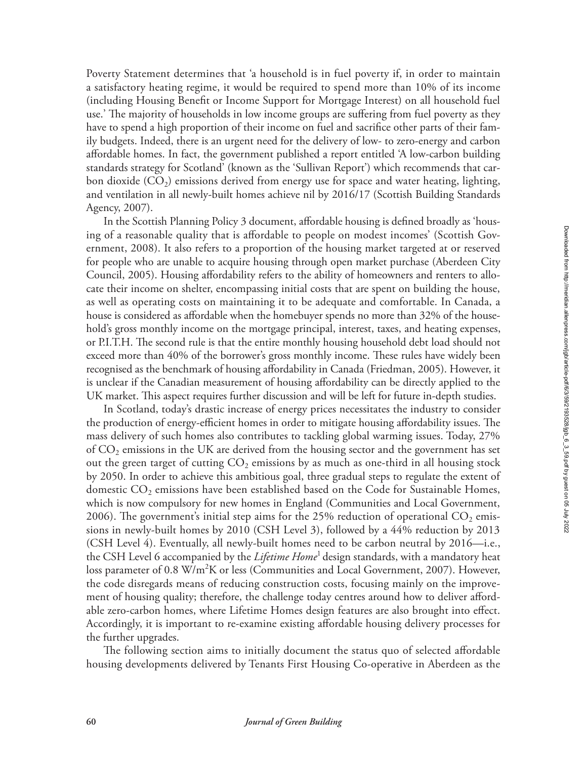Poverty Statement determines that 'a household is in fuel poverty if, in order to maintain a satisfactory heating regime, it would be required to spend more than 10% of its income (including Housing Benefit or Income Support for Mortgage Interest) on all household fuel use.' The majority of households in low income groups are suffering from fuel poverty as they have to spend a high proportion of their income on fuel and sacrifice other parts of their family budgets. Indeed, there is an urgent need for the delivery of low- to zero-energy and carbon affordable homes. In fact, the government published a report entitled 'A low-carbon building standards strategy for Scotland' (known as the 'Sullivan Report') which recommends that carbon dioxide ($CO_2$) emissions derived from energy use for space and water heating, lighting, and ventilation in all newly-built homes achieve nil by 2016/17 (Scottish Building Standards Agency, 2007).

In the Scottish Planning Policy 3 document, affordable housing is defined broadly as 'housing of a reasonable quality that is affordable to people on modest incomes' (Scottish Government, 2008). It also refers to a proportion of the housing market targeted at or reserved for people who are unable to acquire housing through open market purchase (Aberdeen City Council, 2005). Housing affordability refers to the ability of homeowners and renters to allocate their income on shelter, encompassing initial costs that are spent on building the house, as well as operating costs on maintaining it to be adequate and comfortable. In Canada, a house is considered as affordable when the homebuyer spends no more than 32% of the household's gross monthly income on the mortgage principal, interest, taxes, and heating expenses, or P.I.T.H. The second rule is that the entire monthly housing household debt load should not exceed more than 40% of the borrower's gross monthly income. These rules have widely been recognised as the benchmark of housing affordability in Canada (Friedman, 2005). However, it is unclear if the Canadian measurement of housing affordability can be directly applied to the UK market. This aspect requires further discussion and will be left for future in-depth studies.

In Scotland, today's drastic increase of energy prices necessitates the industry to consider the production of energy-efficient homes in order to mitigate housing affordability issues. The mass delivery of such homes also contributes to tackling global warming issues. Today, 27% of $CO_2$ emissions in the UK are derived from the housing sector and the government has set out the green target of cutting $CO_2$ emissions by as much as one-third in all housing stock by 2050. In order to achieve this ambitious goal, three gradual steps to regulate the extent of domestic $CO_2$ emissions have been established based on the Code for Sustainable Homes, which is now compulsory for new homes in England (Communities and Local Government, 2006). The government's initial step aims for the 25% reduction of operational $CO_2$ emissions in newly-built homes by 2010 (CSH Level 3), followed by a 44% reduction by 2013 (CSH Level 4). Eventually, all newly-built homes need to be carbon neutral by 2016—i.e., the CSH Level 6 accompanied by the *Lifetime Home*[1] design standards, with a mandatory heat loss parameter of 0.8 $W/m^2K$ or less (Communities and Local Government, 2007). However, the code disregards means of reducing construction costs, focusing mainly on the improvement of housing quality; therefore, the challenge today centres around how to deliver affordable zero-carbon homes, where Lifetime Homes design features are also brought into effect. Accordingly, it is important to re-examine existing affordable housing delivery processes for the further upgrades.

The following section aims to initially document the status quo of selected affordable housing developments delivered by Tenants First Housing Co-operative in Aberdeen as the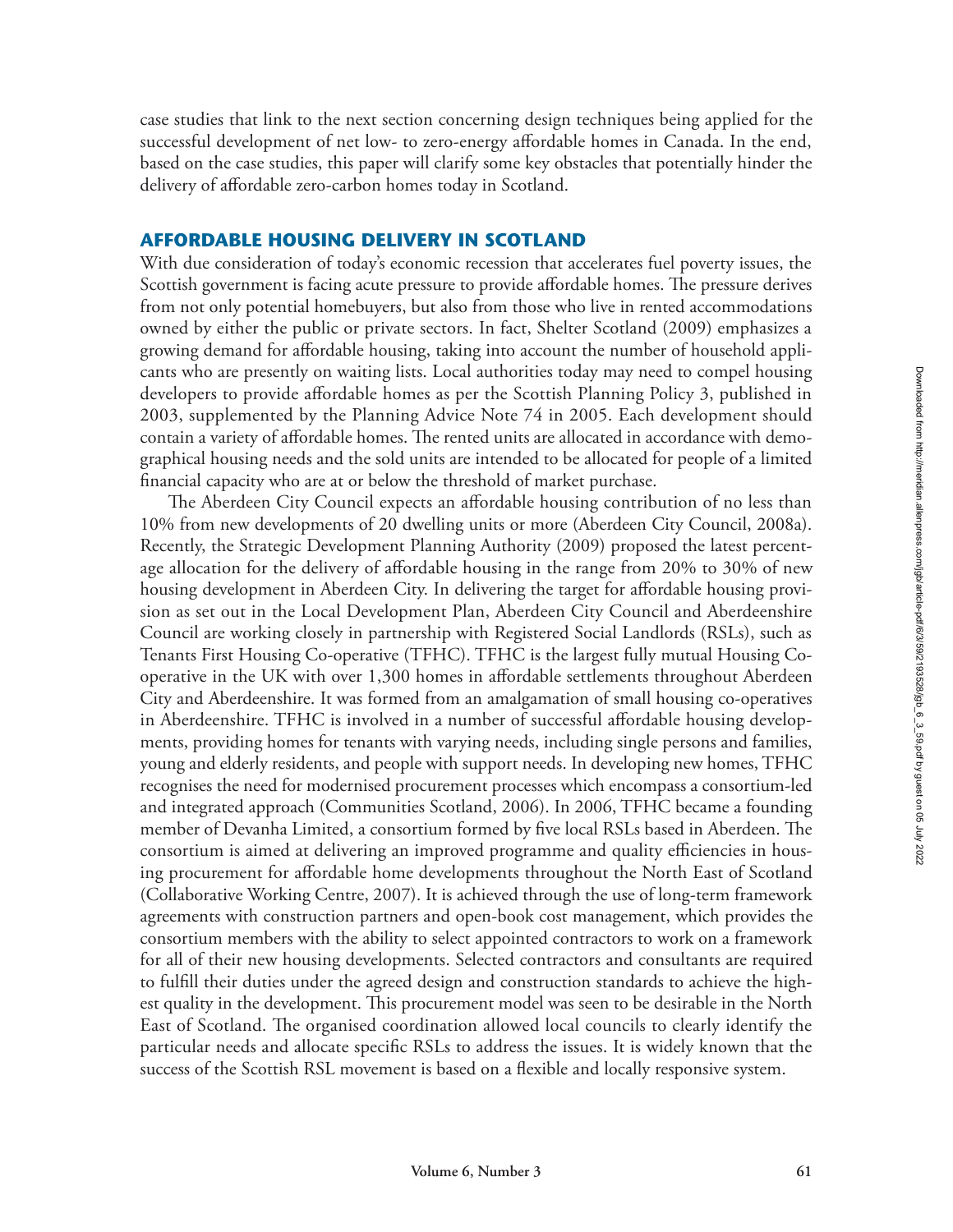case studies that link to the next section concerning design techniques being applied for the successful development of net low- to zero-energy affordable homes in Canada. In the end, based on the case studies, this paper will clarify some key obstacles that potentially hinder the delivery of affordable zero-carbon homes today in Scotland.

## AFFORDABLE HOUSING DELIVERY IN SCOTLAND

With due consideration of today's economic recession that accelerates fuel poverty issues, the Scottish government is facing acute pressure to provide affordable homes. The pressure derives from not only potential homebuyers, but also from those who live in rented accommodations owned by either the public or private sectors. In fact, Shelter Scotland (2009) emphasizes a growing demand for affordable housing, taking into account the number of household applicants who are presently on waiting lists. Local authorities today may need to compel housing developers to provide affordable homes as per the Scottish Planning Policy 3, published in 2003, supplemented by the Planning Advice Note 74 in 2005. Each development should contain a variety of affordable homes. The rented units are allocated in accordance with demographical housing needs and the sold units are intended to be allocated for people of a limited financial capacity who are at or below the threshold of market purchase.

The Aberdeen City Council expects an affordable housing contribution of no less than 10% from new developments of 20 dwelling units or more (Aberdeen City Council, 2008a). Recently, the Strategic Development Planning Authority (2009) proposed the latest percentage allocation for the delivery of affordable housing in the range from 20% to 30% of new housing development in Aberdeen City. In delivering the target for affordable housing provision as set out in the Local Development Plan, Aberdeen City Council and Aberdeenshire Council are working closely in partnership with Registered Social Landlords (RSLs), such as Tenants First Housing Co-operative (TFHC). TFHC is the largest fully mutual Housing Co-operative in the UK with over 1,300 homes in affordable settlements throughout Aberdeen City and Aberdeenshire. It was formed from an amalgamation of small housing co-operatives in Aberdeenshire. TFHC is involved in a number of successful affordable housing developments, providing homes for tenants with varying needs, including single persons and families, young and elderly residents, and people with support needs. In developing new homes, TFHC recognises the need for modernised procurement processes which encompass a consortium-led and integrated approach (Communities Scotland, 2006). In 2006, TFHC became a founding member of Devanha Limited, a consortium formed by five local RSLs based in Aberdeen. The consortium is aimed at delivering an improved programme and quality efficiencies in housing procurement for affordable home developments throughout the North East of Scotland (Collaborative Working Centre, 2007). It is achieved through the use of long-term framework agreements with construction partners and open-book cost management, which provides the consortium members with the ability to select appointed contractors to work on a framework for all of their new housing developments. Selected contractors and consultants are required to fulfill their duties under the agreed design and construction standards to achieve the highest quality in the development. This procurement model was seen to be desirable in the North East of Scotland. The organised coordination allowed local councils to clearly identify the particular needs and allocate specific RSLs to address the issues. It is widely known that the success of the Scottish RSL movement is based on a flexible and locally responsive system.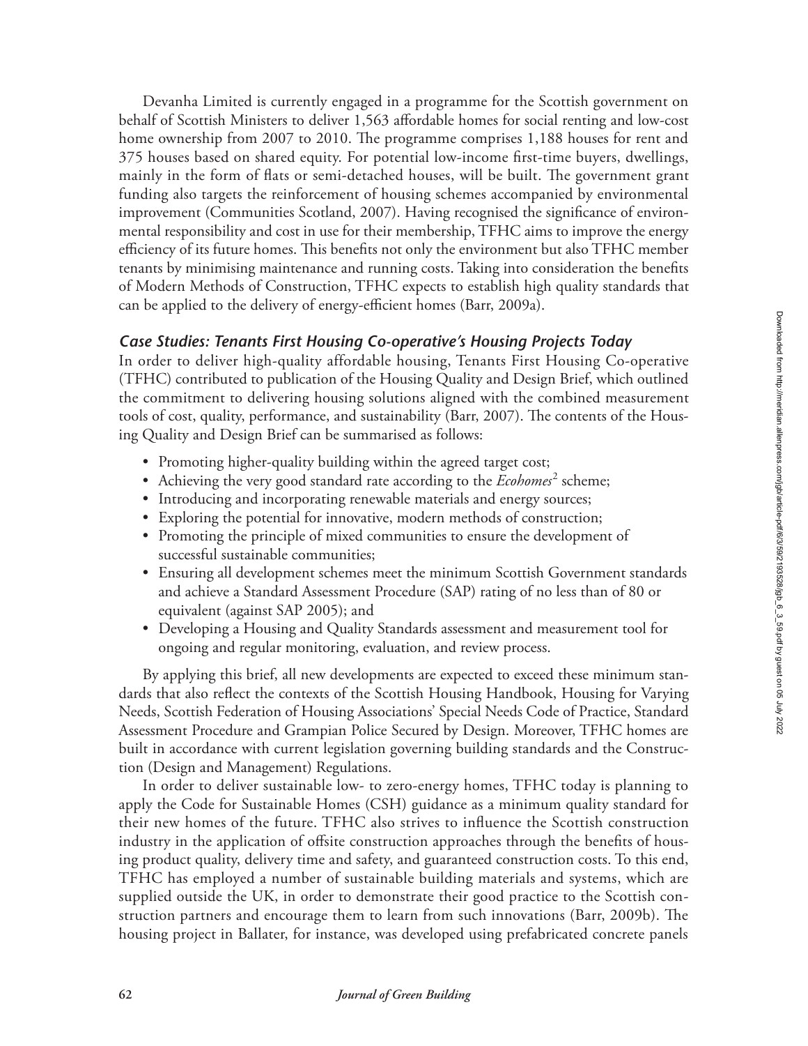Devanha Limited is currently engaged in a programme for the Scottish government on behalf of Scottish Ministers to deliver 1,563 affordable homes for social renting and low-cost home ownership from 2007 to 2010. The programme comprises 1,188 houses for rent and 375 houses based on shared equity. For potential low-income first-time buyers, dwellings, mainly in the form of flats or semi-detached houses, will be built. The government grant funding also targets the reinforcement of housing schemes accompanied by environmental improvement (Communities Scotland, 2007). Having recognised the significance of environmental responsibility and cost in use for their membership, TFHC aims to improve the energy efficiency of its future homes. This benefits not only the environment but also TFHC member tenants by minimising maintenance and running costs. Taking into consideration the benefits of Modern Methods of Construction, TFHC expects to establish high quality standards that can be applied to the delivery of energy-efficient homes (Barr, 2009a).

### *Case Studies: Tenants First Housing Co-operative's Housing Projects Today*

In order to deliver high-quality affordable housing, Tenants First Housing Co-operative (TFHC) contributed to publication of the Housing Quality and Design Brief, which outlined the commitment to delivering housing solutions aligned with the combined measurement tools of cost, quality, performance, and sustainability (Barr, 2007). The contents of the Housing Quality and Design Brief can be summarised as follows:

- Promoting higher-quality building within the agreed target cost;
- Achieving the very good standard rate according to the *Ecohomes*[2] scheme;
- Introducing and incorporating renewable materials and energy sources;
- Exploring the potential for innovative, modern methods of construction;
- Promoting the principle of mixed communities to ensure the development of successful sustainable communities;
- Ensuring all development schemes meet the minimum Scottish Government standards and achieve a Standard Assessment Procedure (SAP) rating of no less than of 80 or equivalent (against SAP 2005); and
- Developing a Housing and Quality Standards assessment and measurement tool for ongoing and regular monitoring, evaluation, and review process.

By applying this brief, all new developments are expected to exceed these minimum standards that also reflect the contexts of the Scottish Housing Handbook, Housing for Varying Needs, Scottish Federation of Housing Associations' Special Needs Code of Practice, Standard Assessment Procedure and Grampian Police Secured by Design. Moreover, TFHC homes are built in accordance with current legislation governing building standards and the Construction (Design and Management) Regulations.

In order to deliver sustainable low- to zero-energy homes, TFHC today is planning to apply the Code for Sustainable Homes (CSH) guidance as a minimum quality standard for their new homes of the future. TFHC also strives to influence the Scottish construction industry in the application of offsite construction approaches through the benefits of housing product quality, delivery time and safety, and guaranteed construction costs. To this end, TFHC has employed a number of sustainable building materials and systems, which are supplied outside the UK, in order to demonstrate their good practice to the Scottish construction partners and encourage them to learn from such innovations (Barr, 2009b). The housing project in Ballater, for instance, was developed using prefabricated concrete panels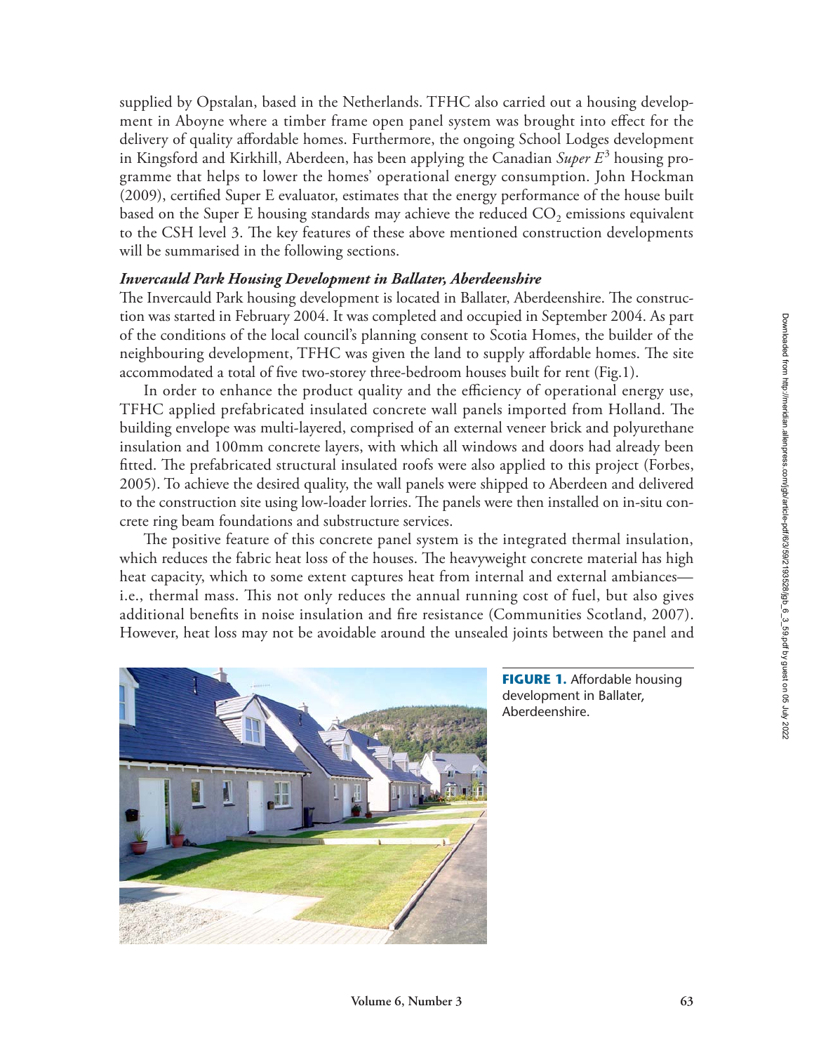supplied by Opstalan, based in the Netherlands. TFHC also carried out a housing development in Aboyne where a timber frame open panel system was brought into effect for the delivery of quality affordable homes. Furthermore, the ongoing School Lodges development in Kingsford and Kirkhill, Aberdeen, has been applying the Canadian *Super E*[3] housing programme that helps to lower the homes' operational energy consumption. John Hockman (2009), certified Super E evaluator, estimates that the energy performance of the house built based on the Super E housing standards may achieve the reduced $CO_2$ emissions equivalent to the CSH level 3. The key features of these above mentioned construction developments will be summarised in the following sections.

### *Invercauld Park Housing Development in Ballater, Aberdeenshire*

The Invercauld Park housing development is located in Ballater, Aberdeenshire. The construction was started in February 2004. It was completed and occupied in September 2004. As part of the conditions of the local council's planning consent to Scotia Homes, the builder of the neighbouring development, TFHC was given the land to supply affordable homes. The site accommodated a total of five two-storey three-bedroom houses built for rent (Fig.1).

In order to enhance the product quality and the efficiency of operational energy use, TFHC applied prefabricated insulated concrete wall panels imported from Holland. The building envelope was multi-layered, comprised of an external veneer brick and polyurethane insulation and 100mm concrete layers, with which all windows and doors had already been fitted. The prefabricated structural insulated roofs were also applied to this project (Forbes, 2005). To achieve the desired quality, the wall panels were shipped to Aberdeen and delivered to the construction site using low-loader lorries. The panels were then installed on in-situ concrete ring beam foundations and substructure services.

The positive feature of this concrete panel system is the integrated thermal insulation, which reduces the fabric heat loss of the houses. The heavyweight concrete material has high heat capacity, which to some extent captures heat from internal and external ambiances—i.e., thermal mass. This not only reduces the annual running cost of fuel, but also gives additional benefits in noise insulation and fire resistance (Communities Scotland, 2007). However, heat loss may not be avoidable around the unsealed joints between the panel and

**FIGURE 1.** Affordable housing development in Ballater, Aberdeenshire.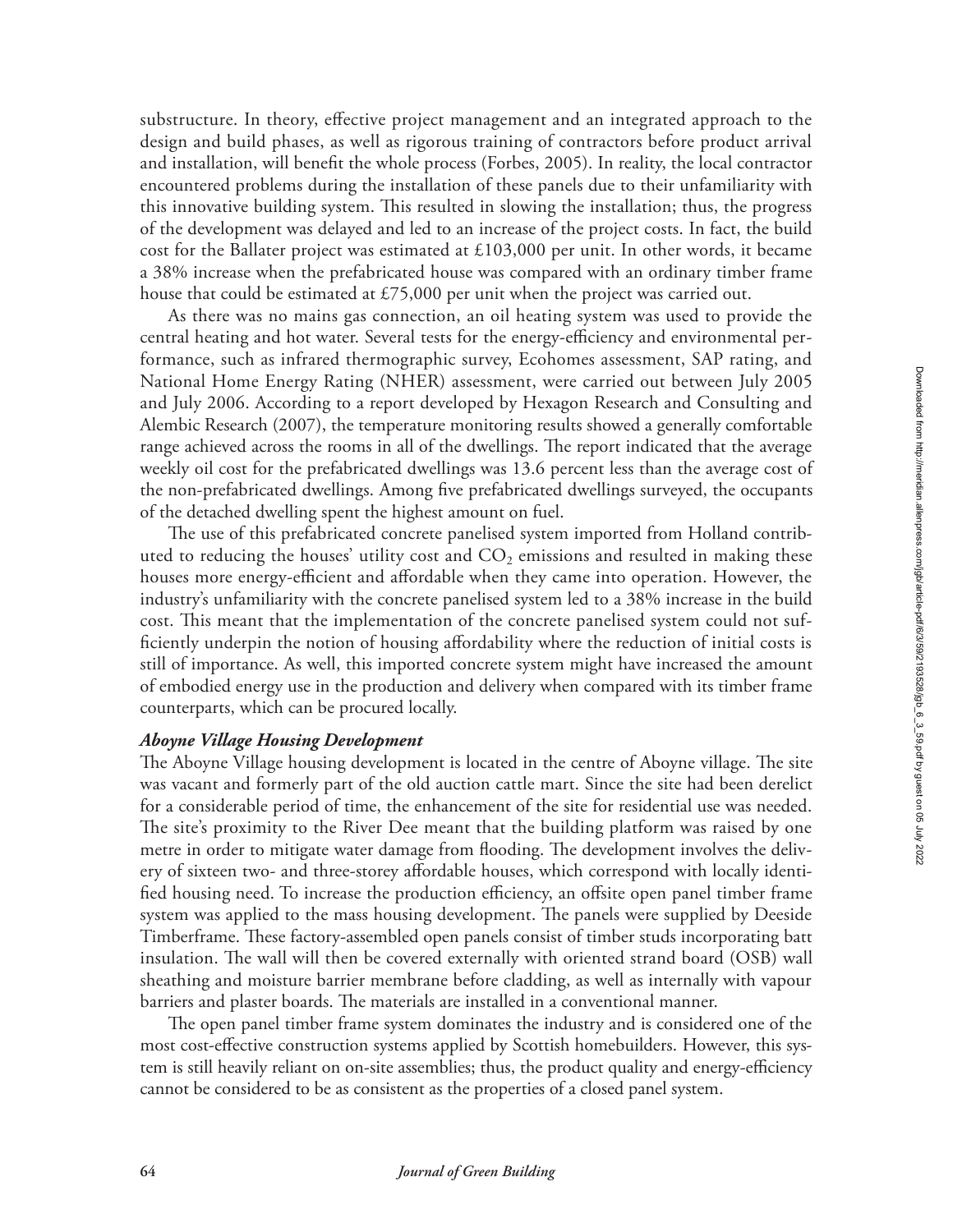substructure. In theory, effective project management and an integrated approach to the design and build phases, as well as rigorous training of contractors before product arrival and installation, will benefit the whole process (Forbes, 2005). In reality, the local contractor encountered problems during the installation of these panels due to their unfamiliarity with this innovative building system. This resulted in slowing the installation; thus, the progress of the development was delayed and led to an increase of the project costs. In fact, the build cost for the Ballater project was estimated at £103,000 per unit. In other words, it became a 38% increase when the prefabricated house was compared with an ordinary timber frame house that could be estimated at £75,000 per unit when the project was carried out.

As there was no mains gas connection, an oil heating system was used to provide the central heating and hot water. Several tests for the energy-efficiency and environmental performance, such as infrared thermographic survey, Ecohomes assessment, SAP rating, and National Home Energy Rating (NHER) assessment, were carried out between July 2005 and July 2006. According to a report developed by Hexagon Research and Consulting and Alembic Research (2007), the temperature monitoring results showed a generally comfortable range achieved across the rooms in all of the dwellings. The report indicated that the average weekly oil cost for the prefabricated dwellings was 13.6 percent less than the average cost of the non-prefabricated dwellings. Among five prefabricated dwellings surveyed, the occupants of the detached dwelling spent the highest amount on fuel.

The use of this prefabricated concrete panelised system imported from Holland contributed to reducing the houses' utility cost and $CO_2$ emissions and resulted in making these houses more energy-efficient and affordable when they came into operation. However, the industry's unfamiliarity with the concrete panelised system led to a 38% increase in the build cost. This meant that the implementation of the concrete panelised system could not sufficiently underpin the notion of housing affordability where the reduction of initial costs is still of importance. As well, this imported concrete system might have increased the amount of embodied energy use in the production and delivery when compared with its timber frame counterparts, which can be procured locally.

### *Aboyne Village Housing Development*

The Aboyne Village housing development is located in the centre of Aboyne village. The site was vacant and formerly part of the old auction cattle mart. Since the site had been derelict for a considerable period of time, the enhancement of the site for residential use was needed. The site's proximity to the River Dee meant that the building platform was raised by one metre in order to mitigate water damage from flooding. The development involves the delivery of sixteen two- and three-storey affordable houses, which correspond with locally identified housing need. To increase the production efficiency, an offsite open panel timber frame system was applied to the mass housing development. The panels were supplied by Deeside Timberframe. These factory-assembled open panels consist of timber studs incorporating batt insulation. The wall will then be covered externally with oriented strand board (OSB) wall sheathing and moisture barrier membrane before cladding, as well as internally with vapour barriers and plaster boards. The materials are installed in a conventional manner.

The open panel timber frame system dominates the industry and is considered one of the most cost-effective construction systems applied by Scottish homebuilders. However, this system is still heavily reliant on on-site assemblies; thus, the product quality and energy-efficiency cannot be considered to be as consistent as the properties of a closed panel system.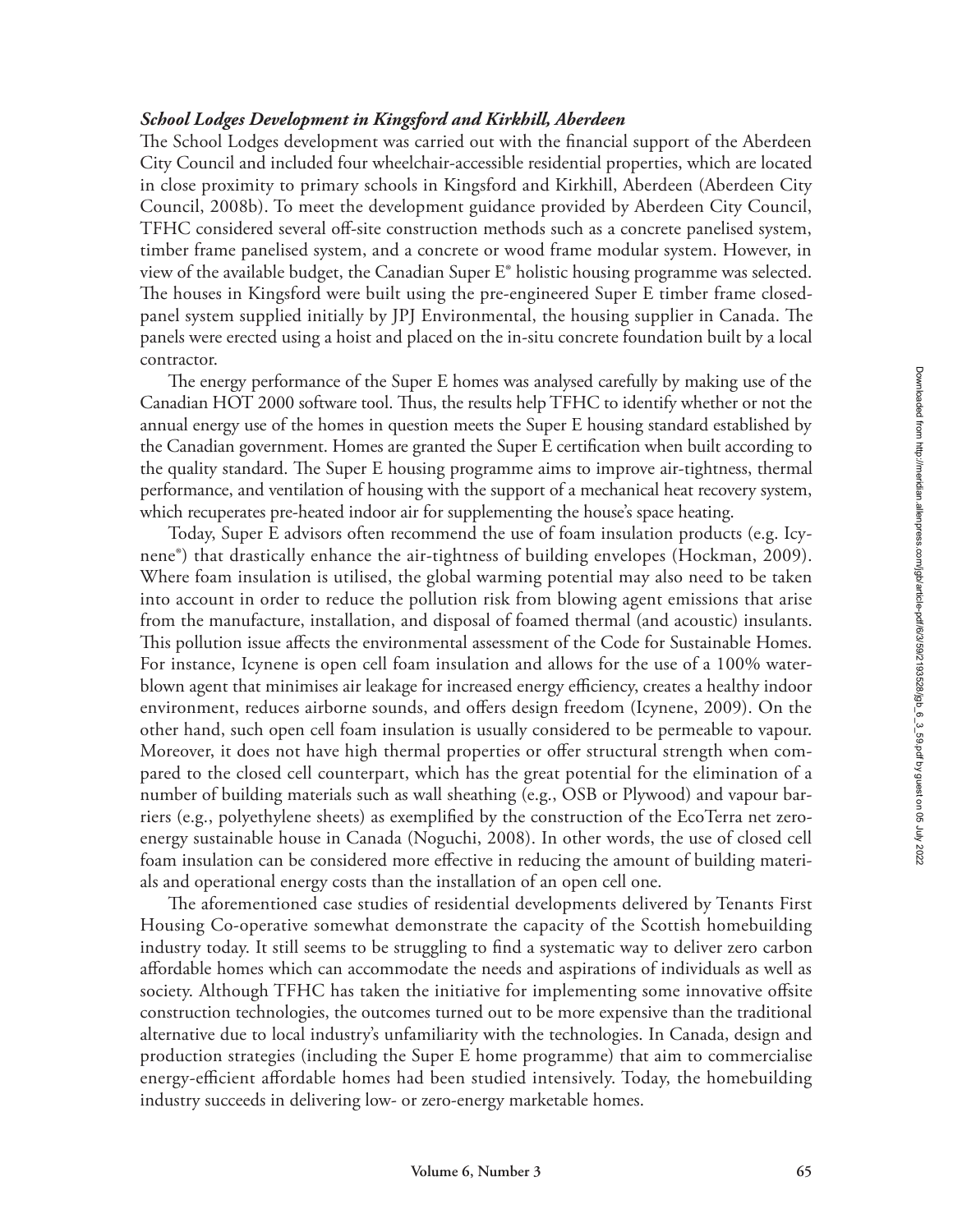***School Lodges Development in Kingsford and Kirkhill, Aberdeen***

The School Lodges development was carried out with the financial support of the Aberdeen City Council and included four wheelchair-accessible residential properties, which are located in close proximity to primary schools in Kingsford and Kirkhill, Aberdeen (Aberdeen City Council, 2008b). To meet the development guidance provided by Aberdeen City Council, TFHC considered several off-site construction methods such as a concrete panelised system, timber frame panelised system, and a concrete or wood frame modular system. However, in view of the available budget, the Canadian Super E® holistic housing programme was selected. The houses in Kingsford were built using the pre-engineered Super E timber frame closed-panel system supplied initially by JPJ Environmental, the housing supplier in Canada. The panels were erected using a hoist and placed on the in-situ concrete foundation built by a local contractor.

The energy performance of the Super E homes was analysed carefully by making use of the Canadian HOT 2000 software tool. Thus, the results help TFHC to identify whether or not the annual energy use of the homes in question meets the Super E housing standard established by the Canadian government. Homes are granted the Super E certification when built according to the quality standard. The Super E housing programme aims to improve air-tightness, thermal performance, and ventilation of housing with the support of a mechanical heat recovery system, which recuperates pre-heated indoor air for supplementing the house's space heating.

Today, Super E advisors often recommend the use of foam insulation products (e.g. Icynene®) that drastically enhance the air-tightness of building envelopes (Hockman, 2009). Where foam insulation is utilised, the global warming potential may also need to be taken into account in order to reduce the pollution risk from blowing agent emissions that arise from the manufacture, installation, and disposal of foamed thermal (and acoustic) insulants. This pollution issue affects the environmental assessment of the Code for Sustainable Homes. For instance, Icynene is open cell foam insulation and allows for the use of a 100% water-blown agent that minimises air leakage for increased energy efficiency, creates a healthy indoor environment, reduces airborne sounds, and offers design freedom (Icynene, 2009). On the other hand, such open cell foam insulation is usually considered to be permeable to vapour. Moreover, it does not have high thermal properties or offer structural strength when compared to the closed cell counterpart, which has the great potential for the elimination of a number of building materials such as wall sheathing (e.g., OSB or Plywood) and vapour barriers (e.g., polyethylene sheets) as exemplified by the construction of the EcoTerra net zero-energy sustainable house in Canada (Noguchi, 2008). In other words, the use of closed cell foam insulation can be considered more effective in reducing the amount of building materials and operational energy costs than the installation of an open cell one.

The aforementioned case studies of residential developments delivered by Tenants First Housing Co-operative somewhat demonstrate the capacity of the Scottish homebuilding industry today. It still seems to be struggling to find a systematic way to deliver zero carbon affordable homes which can accommodate the needs and aspirations of individuals as well as society. Although TFHC has taken the initiative for implementing some innovative offsite construction technologies, the outcomes turned out to be more expensive than the traditional alternative due to local industry's unfamiliarity with the technologies. In Canada, design and production strategies (including the Super E home programme) that aim to commercialise energy-efficient affordable homes had been studied intensively. Today, the homebuilding industry succeeds in delivering low- or zero-energy marketable homes.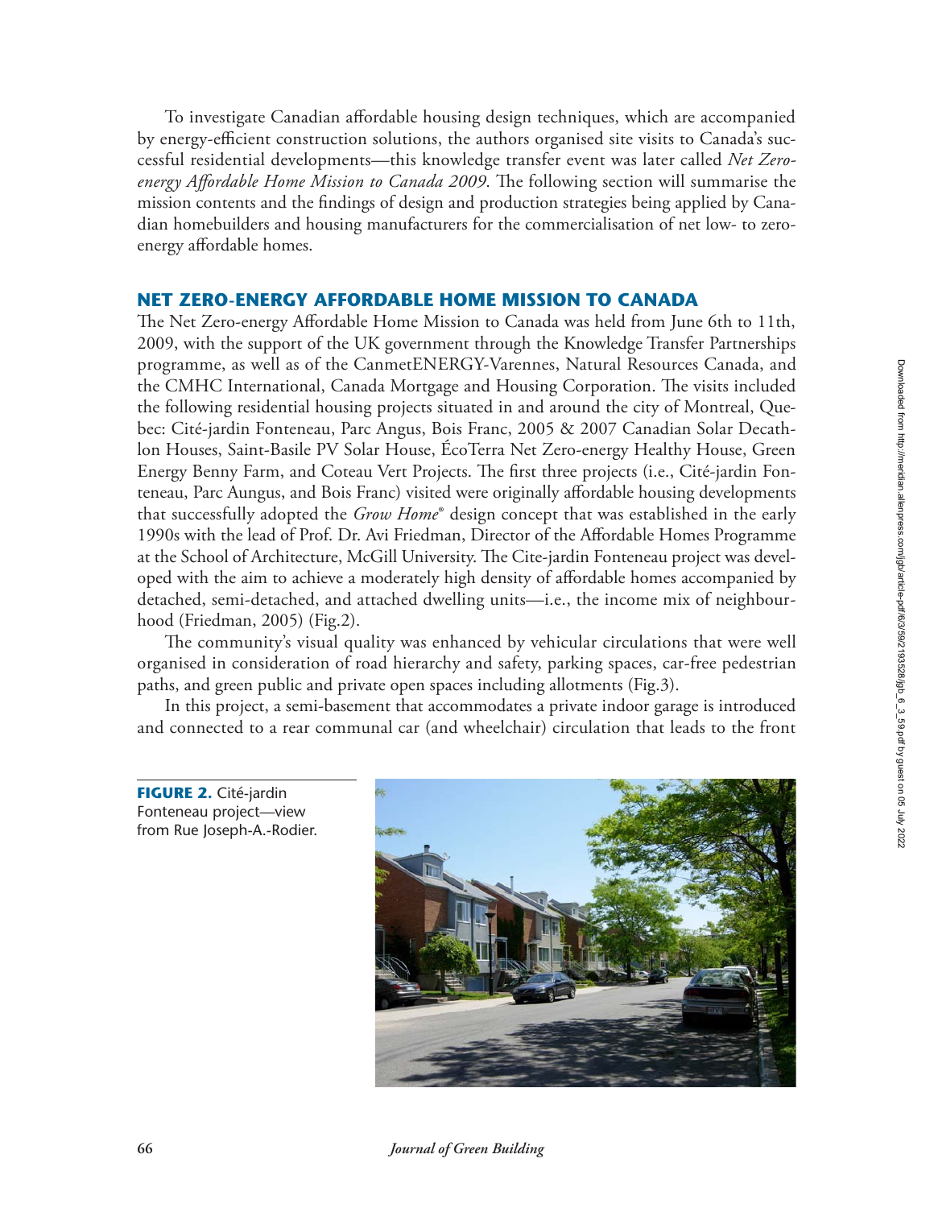To investigate Canadian affordable housing design techniques, which are accompanied by energy-efficient construction solutions, the authors organised site visits to Canada's successful residential developments—this knowledge transfer event was later called *Net Zero-energy Affordable Home Mission to Canada 2009*. The following section will summarise the mission contents and the findings of design and production strategies being applied by Canadian homebuilders and housing manufacturers for the commercialisation of net low- to zero-energy affordable homes.

## NET ZERO-ENERGY AFFORDABLE HOME MISSION TO CANADA

The Net Zero-energy Affordable Home Mission to Canada was held from June 6th to 11th, 2009, with the support of the UK government through the Knowledge Transfer Partnerships programme, as well as of the CanmetENERGY-Varennes, Natural Resources Canada, and the CMHC International, Canada Mortgage and Housing Corporation. The visits included the following residential housing projects situated in and around the city of Montreal, Quebec: Cité-jardin Fonteneau, Parc Angus, Bois Franc, 2005 & 2007 Canadian Solar Decathlon Houses, Saint-Basile PV Solar House, ÉcoTerra Net Zero-energy Healthy House, Green Energy Benny Farm, and Coteau Vert Projects. The first three projects (i.e., Cité-jardin Fonteneau, Parc Aungus, and Bois Franc) visited were originally affordable housing developments that successfully adopted the *Grow Home*® design concept that was established in the early 1990s with the lead of Prof. Dr. Avi Friedman, Director of the Affordable Homes Programme at the School of Architecture, McGill University. The Cite-jardin Fonteneau project was developed with the aim to achieve a moderately high density of affordable homes accompanied by detached, semi-detached, and attached dwelling units—i.e., the income mix of neighbourhood (Friedman, 2005) (Fig.2).

The community's visual quality was enhanced by vehicular circulations that were well organised in consideration of road hierarchy and safety, parking spaces, car-free pedestrian paths, and green public and private open spaces including allotments (Fig.3).

In this project, a semi-basement that accommodates a private indoor garage is introduced and connected to a rear communal car (and wheelchair) circulation that leads to the front

**FIGURE 2.** Cité-jardin Fonteneau project—view from Rue Joseph-A.-Rodier.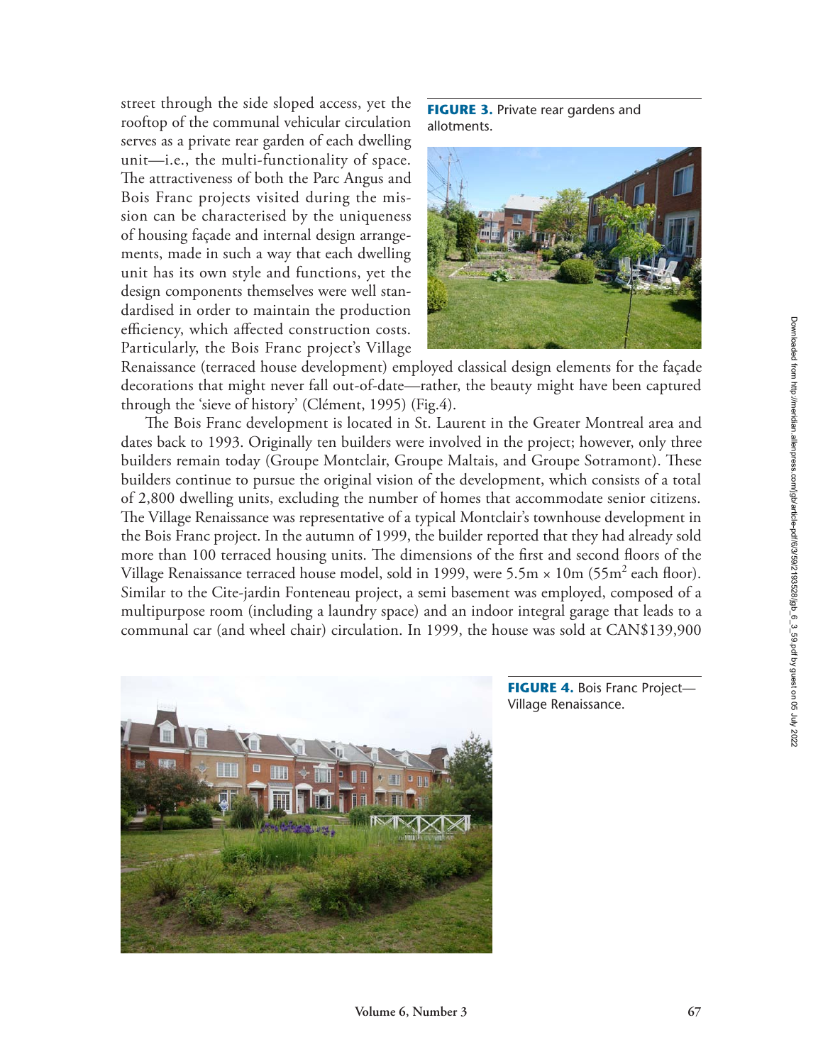street through the side sloped access, yet the rooftop of the communal vehicular circulation serves as a private rear garden of each dwelling unit—i.e., the multi-functionality of space. The attractiveness of both the Parc Angus and Bois Franc projects visited during the mission can be characterised by the uniqueness of housing façade and internal design arrangements, made in such a way that each dwelling unit has its own style and functions, yet the design components themselves were well standardised in order to maintain the production efficiency, which affected construction costs. Particularly, the Bois Franc project's Village Renaissance (terraced house development) employed classical design elements for the façade decorations that might never fall out-of-date—rather, the beauty might have been captured through the 'sieve of history' (Clément, 1995) (Fig.4).

**FIGURE 3.** Private rear gardens and allotments.

The Bois Franc development is located in St. Laurent in the Greater Montreal area and dates back to 1993. Originally ten builders were involved in the project; however, only three builders remain today (Groupe Montclair, Groupe Maltais, and Groupe Sotramont). These builders continue to pursue the original vision of the development, which consists of a total of 2,800 dwelling units, excluding the number of homes that accommodate senior citizens. The Village Renaissance was representative of a typical Montclair's townhouse development in the Bois Franc project. In the autumn of 1999, the builder reported that they had already sold more than 100 terraced housing units. The dimensions of the first and second floors of the Village Renaissance terraced house model, sold in 1999, were 5.5m × 10m (55m$^2$ each floor). Similar to the Cite-jardin Fonteneau project, a semi basement was employed, composed of a multipurpose room (including a laundry space) and an indoor integral garage that leads to a communal car (and wheel chair) circulation. In 1999, the house was sold at CAN$139,900

**FIGURE 4.** Bois Franc Project—Village Renaissance.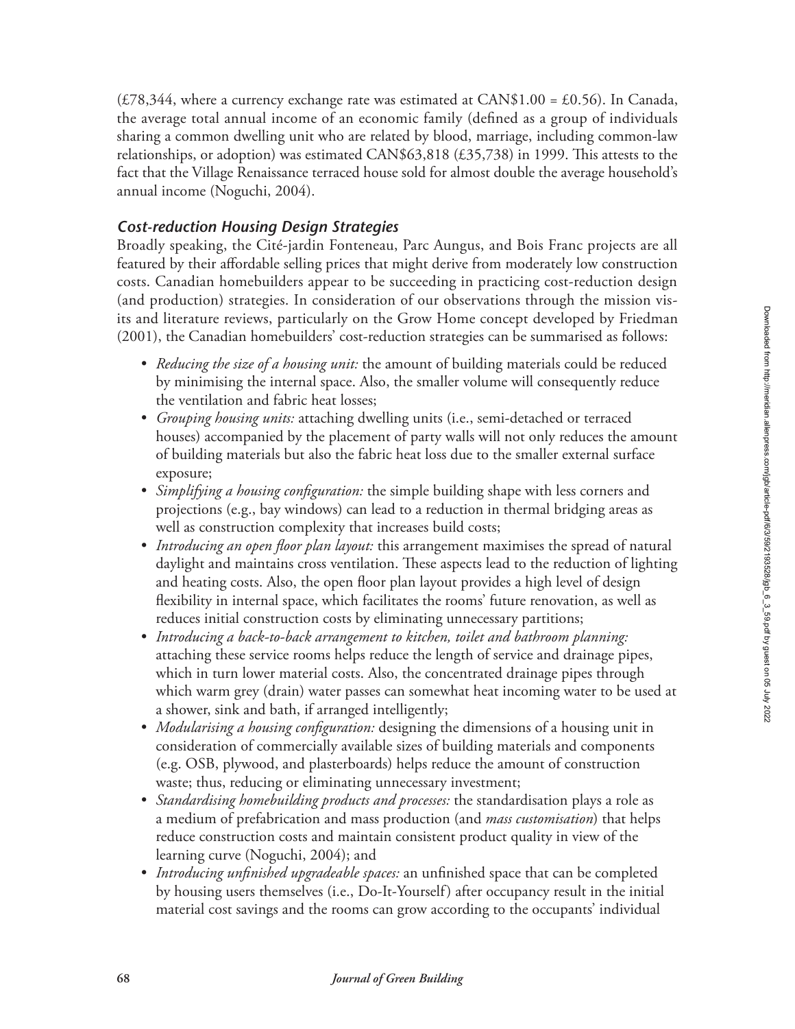(£78,344, where a currency exchange rate was estimated at CAN$1.00 = £0.56). In Canada, the average total annual income of an economic family (defined as a group of individuals sharing a common dwelling unit who are related by blood, marriage, including common-law relationships, or adoption) was estimated CAN$63,818 (£35,738) in 1999. This attests to the fact that the Village Renaissance terraced house sold for almost double the average household's annual income (Noguchi, 2004).

### *Cost-reduction Housing Design Strategies*

Broadly speaking, the Cité-jardin Fonteneau, Parc Aungus, and Bois Franc projects are all featured by their affordable selling prices that might derive from moderately low construction costs. Canadian homebuilders appear to be succeeding in practicing cost-reduction design (and production) strategies. In consideration of our observations through the mission visits and literature reviews, particularly on the Grow Home concept developed by Friedman (2001), the Canadian homebuilders' cost-reduction strategies can be summarised as follows:

- *Reducing the size of a housing unit:* the amount of building materials could be reduced by minimising the internal space. Also, the smaller volume will consequently reduce the ventilation and fabric heat losses;
- *Grouping housing units:* attaching dwelling units (i.e., semi-detached or terraced houses) accompanied by the placement of party walls will not only reduces the amount of building materials but also the fabric heat loss due to the smaller external surface exposure;
- *Simplifying a housing configuration:* the simple building shape with less corners and projections (e.g., bay windows) can lead to a reduction in thermal bridging areas as well as construction complexity that increases build costs;
- *Introducing an open floor plan layout:* this arrangement maximises the spread of natural daylight and maintains cross ventilation. These aspects lead to the reduction of lighting and heating costs. Also, the open floor plan layout provides a high level of design flexibility in internal space, which facilitates the rooms' future renovation, as well as reduces initial construction costs by eliminating unnecessary partitions;
- *Introducing a back-to-back arrangement to kitchen, toilet and bathroom planning:* attaching these service rooms helps reduce the length of service and drainage pipes, which in turn lower material costs. Also, the concentrated drainage pipes through which warm grey (drain) water passes can somewhat heat incoming water to be used at a shower, sink and bath, if arranged intelligently;
- *Modularising a housing configuration:* designing the dimensions of a housing unit in consideration of commercially available sizes of building materials and components (e.g. OSB, plywood, and plasterboards) helps reduce the amount of construction waste; thus, reducing or eliminating unnecessary investment;
- *Standardising homebuilding products and processes:* the standardisation plays a role as a medium of prefabrication and mass production (and *mass customisation*) that helps reduce construction costs and maintain consistent product quality in view of the learning curve (Noguchi, 2004); and
- *Introducing unfinished upgradeable spaces:* an unfinished space that can be completed by housing users themselves (i.e., Do-It-Yourself) after occupancy result in the initial material cost savings and the rooms can grow according to the occupants' individual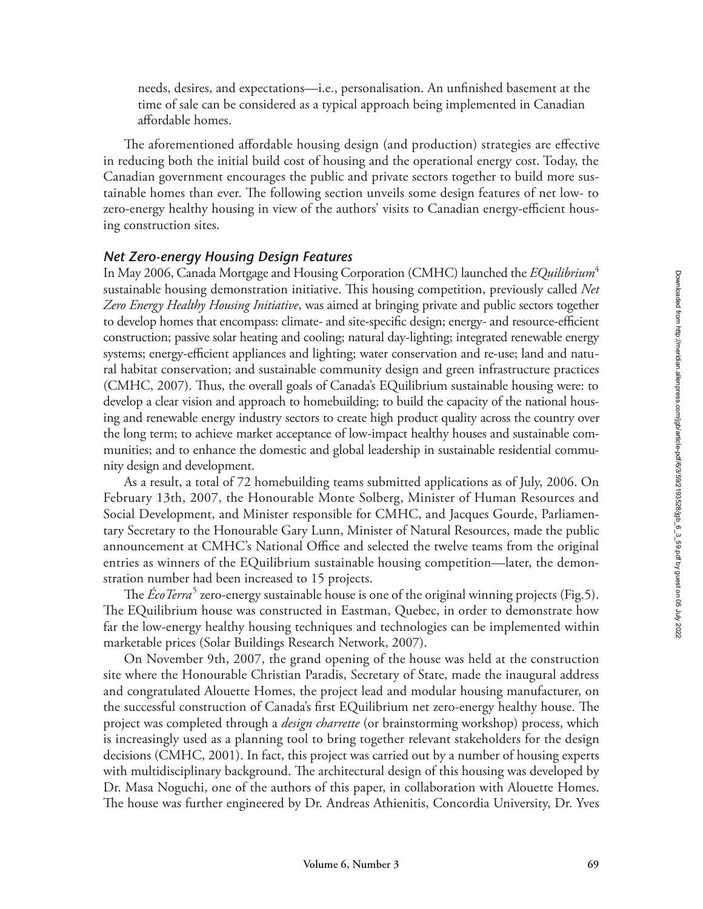needs, desires, and expectations—i.e., personalisation. An unfinished basement at the time of sale can be considered as a typical approach being implemented in Canadian affordable homes.

The aforementioned affordable housing design (and production) strategies are effective in reducing both the initial build cost of housing and the operational energy cost. Today, the Canadian government encourages the public and private sectors together to build more sustainable homes than ever. The following section unveils some design features of net low- to zero-energy healthy housing in view of the authors' visits to Canadian energy-efficient housing construction sites.

### *Net Zero-energy Housing Design Features*

In May 2006, Canada Mortgage and Housing Corporation (CMHC) launched the *EQuilibrium*[4] sustainable housing demonstration initiative. This housing competition, previously called *Net Zero Energy Healthy Housing Initiative*, was aimed at bringing private and public sectors together to develop homes that encompass: climate- and site-specific design; energy- and resource-efficient construction; passive solar heating and cooling; natural day-lighting; integrated renewable energy systems; energy-efficient appliances and lighting; water conservation and re-use; land and natural habitat conservation; and sustainable community design and green infrastructure practices (CMHC, 2007). Thus, the overall goals of Canada's EQuilibrium sustainable housing were: to develop a clear vision and approach to homebuilding; to build the capacity of the national housing and renewable energy industry sectors to create high product quality across the country over the long term; to achieve market acceptance of low-impact healthy houses and sustainable communities; and to enhance the domestic and global leadership in sustainable residential community design and development.

As a result, a total of 72 homebuilding teams submitted applications as of July, 2006. On February 13th, 2007, the Honourable Monte Solberg, Minister of Human Resources and Social Development, and Minister responsible for CMHC, and Jacques Gourde, Parliamentary Secretary to the Honourable Gary Lunn, Minister of Natural Resources, made the public announcement at CMHC's National Office and selected the twelve teams from the original entries as winners of the EQuilibrium sustainable housing competition—later, the demonstration number had been increased to 15 projects.

The *ÉcoTerra*[5] zero-energy sustainable house is one of the original winning projects (Fig.5). The EQuilibrium house was constructed in Eastman, Quebec, in order to demonstrate how far the low-energy healthy housing techniques and technologies can be implemented within marketable prices (Solar Buildings Research Network, 2007).

On November 9th, 2007, the grand opening of the house was held at the construction site where the Honourable Christian Paradis, Secretary of State, made the inaugural address and congratulated Alouette Homes, the project lead and modular housing manufacturer, on the successful construction of Canada's first EQuilibrium net zero-energy healthy house. The project was completed through a *design charrette* (or brainstorming workshop) process, which is increasingly used as a planning tool to bring together relevant stakeholders for the design decisions (CMHC, 2001). In fact, this project was carried out by a number of housing experts with multidisciplinary background. The architectural design of this housing was developed by Dr. Masa Noguchi, one of the authors of this paper, in collaboration with Alouette Homes. The house was further engineered by Dr. Andreas Athienitis, Concordia University, Dr. Yves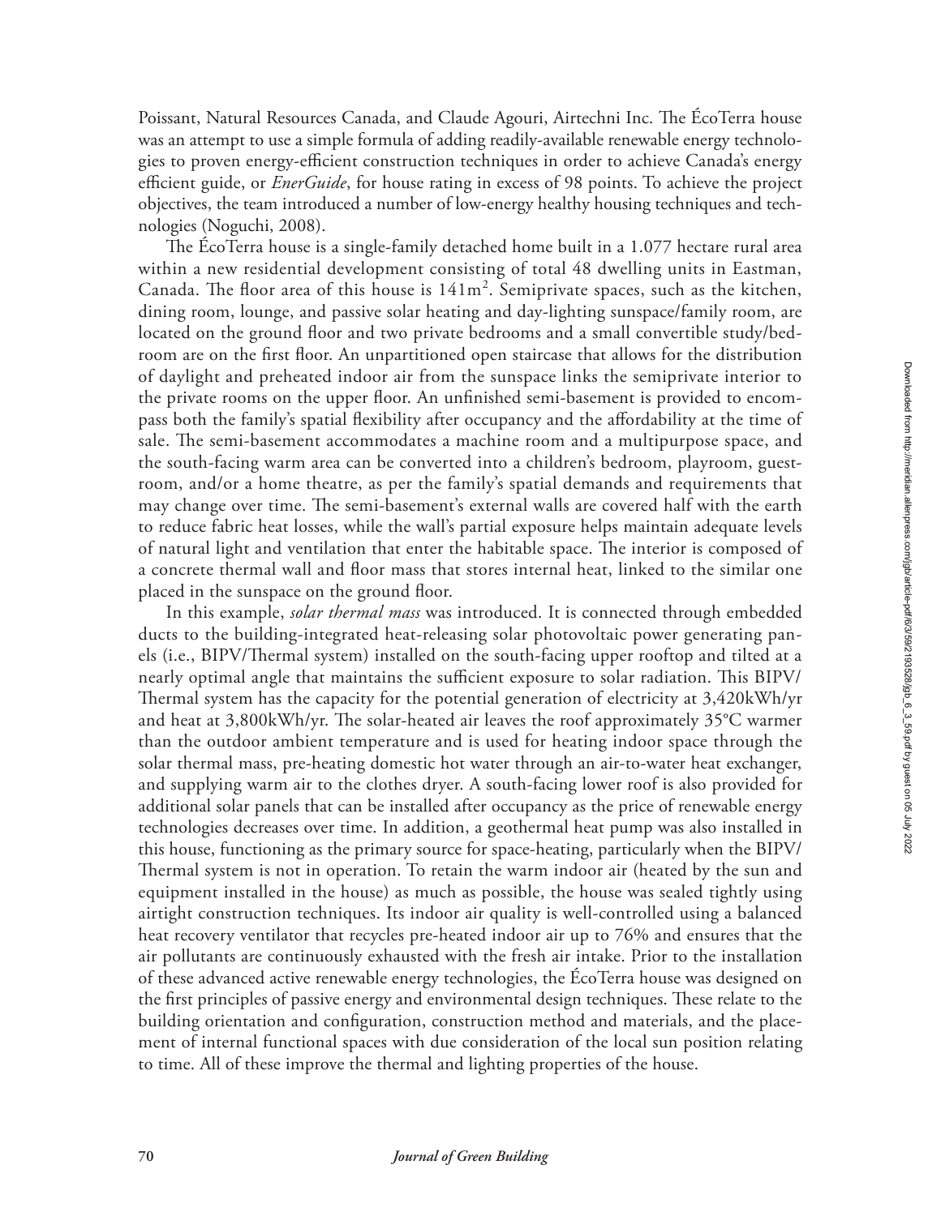Poissant, Natural Resources Canada, and Claude Agouri, Airtechni Inc. The ÉcoTerra house was an attempt to use a simple formula of adding readily-available renewable energy technologies to proven energy-efficient construction techniques in order to achieve Canada's energy efficient guide, or *EnerGuide*, for house rating in excess of 98 points. To achieve the project objectives, the team introduced a number of low-energy healthy housing techniques and technologies (Noguchi, 2008).

The ÉcoTerra house is a single-family detached home built in a 1.077 hectare rural area within a new residential development consisting of total 48 dwelling units in Eastman, Canada. The floor area of this house is $141\text{m}^2$. Semiprivate spaces, such as the kitchen, dining room, lounge, and passive solar heating and day-lighting sunspace/family room, are located on the ground floor and two private bedrooms and a small convertible study/bedroom are on the first floor. An unpartitioned open staircase that allows for the distribution of daylight and preheated indoor air from the sunspace links the semiprivate interior to the private rooms on the upper floor. An unfinished semi-basement is provided to encompass both the family's spatial flexibility after occupancy and the affordability at the time of sale. The semi-basement accommodates a machine room and a multipurpose space, and the south-facing warm area can be converted into a children's bedroom, playroom, guestroom, and/or a home theatre, as per the family's spatial demands and requirements that may change over time. The semi-basement's external walls are covered half with the earth to reduce fabric heat losses, while the wall's partial exposure helps maintain adequate levels of natural light and ventilation that enter the habitable space. The interior is composed of a concrete thermal wall and floor mass that stores internal heat, linked to the similar one placed in the sunspace on the ground floor.

In this example, *solar thermal mass* was introduced. It is connected through embedded ducts to the building-integrated heat-releasing solar photovoltaic power generating panels (i.e., BIPV/Thermal system) installed on the south-facing upper rooftop and tilted at a nearly optimal angle that maintains the sufficient exposure to solar radiation. This BIPV/Thermal system has the capacity for the potential generation of electricity at 3,420kWh/yr and heat at 3,800kWh/yr. The solar-heated air leaves the roof approximately 35°C warmer than the outdoor ambient temperature and is used for heating indoor space through the solar thermal mass, pre-heating domestic hot water through an air-to-water heat exchanger, and supplying warm air to the clothes dryer. A south-facing lower roof is also provided for additional solar panels that can be installed after occupancy as the price of renewable energy technologies decreases over time. In addition, a geothermal heat pump was also installed in this house, functioning as the primary source for space-heating, particularly when the BIPV/Thermal system is not in operation. To retain the warm indoor air (heated by the sun and equipment installed in the house) as much as possible, the house was sealed tightly using airtight construction techniques. Its indoor air quality is well-controlled using a balanced heat recovery ventilator that recycles pre-heated indoor air up to 76% and ensures that the air pollutants are continuously exhausted with the fresh air intake. Prior to the installation of these advanced active renewable energy technologies, the ÉcoTerra house was designed on the first principles of passive energy and environmental design techniques. These relate to the building orientation and configuration, construction method and materials, and the placement of internal functional spaces with due consideration of the local sun position relating to time. All of these improve the thermal and lighting properties of the house.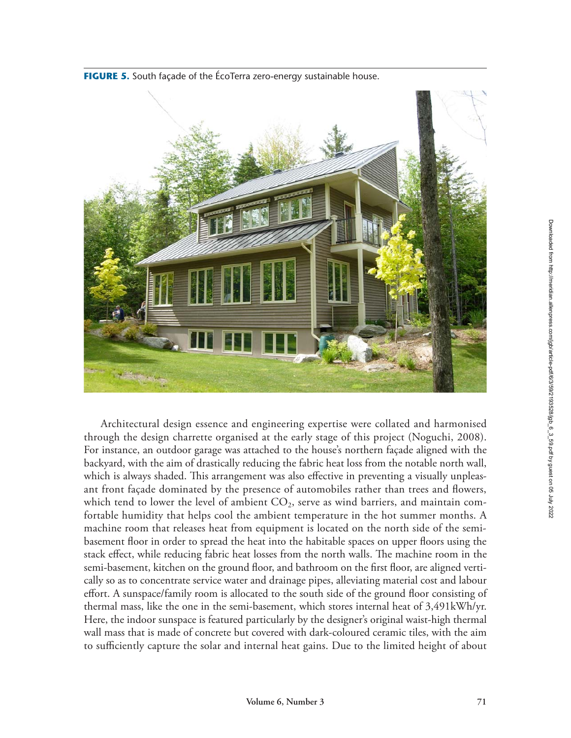**FIGURE 5.** South façade of the ÉcoTerra zero-energy sustainable house.

Architectural design essence and engineering expertise were collated and harmonised through the design charrette organised at the early stage of this project (Noguchi, 2008). For instance, an outdoor garage was attached to the house's northern façade aligned with the backyard, with the aim of drastically reducing the fabric heat loss from the notable north wall, which is always shaded. This arrangement was also effective in preventing a visually unpleasant front façade dominated by the presence of automobiles rather than trees and flowers, which tend to lower the level of ambient $CO_2$, serve as wind barriers, and maintain comfortable humidity that helps cool the ambient temperature in the hot summer months. A machine room that releases heat from equipment is located on the north side of the semi-basement floor in order to spread the heat into the habitable spaces on upper floors using the stack effect, while reducing fabric heat losses from the north walls. The machine room in the semi-basement, kitchen on the ground floor, and bathroom on the first floor, are aligned vertically so as to concentrate service water and drainage pipes, alleviating material cost and labour effort. A sunspace/family room is allocated to the south side of the ground floor consisting of thermal mass, like the one in the semi-basement, which stores internal heat of 3,491kWh/yr. Here, the indoor sunspace is featured particularly by the designer's original waist-high thermal wall mass that is made of concrete but covered with dark-coloured ceramic tiles, with the aim to sufficiently capture the solar and internal heat gains. Due to the limited height of about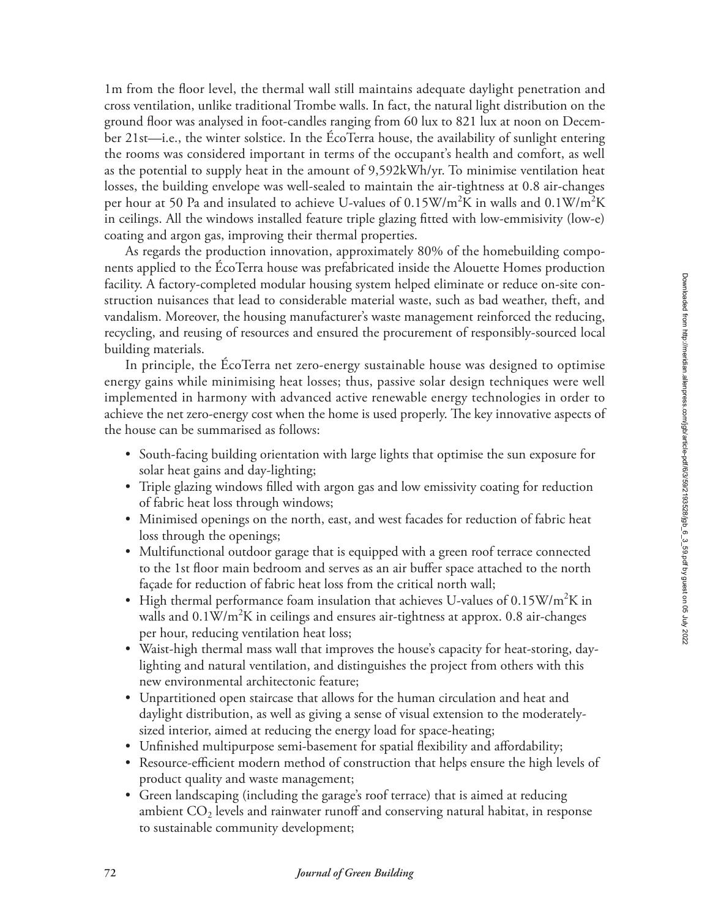1m from the floor level, the thermal wall still maintains adequate daylight penetration and cross ventilation, unlike traditional Trombe walls. In fact, the natural light distribution on the ground floor was analysed in foot-candles ranging from 60 lux to 821 lux at noon on December 21st—i.e., the winter solstice. In the ÉcoTerra house, the availability of sunlight entering the rooms was considered important in terms of the occupant's health and comfort, as well as the potential to supply heat in the amount of 9,592kWh/yr. To minimise ventilation heat losses, the building envelope was well-sealed to maintain the air-tightness at 0.8 air-changes per hour at 50 Pa and insulated to achieve U-values of $0.15W/m^2K$ in walls and $0.1W/m^2K$ in ceilings. All the windows installed feature triple glazing fitted with low-emmisivity (low-e) coating and argon gas, improving their thermal properties.

As regards the production innovation, approximately 80% of the homebuilding components applied to the ÉcoTerra house was prefabricated inside the Alouette Homes production facility. A factory-completed modular housing system helped eliminate or reduce on-site construction nuisances that lead to considerable material waste, such as bad weather, theft, and vandalism. Moreover, the housing manufacturer's waste management reinforced the reducing, recycling, and reusing of resources and ensured the procurement of responsibly-sourced local building materials.

In principle, the ÉcoTerra net zero-energy sustainable house was designed to optimise energy gains while minimising heat losses; thus, passive solar design techniques were well implemented in harmony with advanced active renewable energy technologies in order to achieve the net zero-energy cost when the home is used properly. The key innovative aspects of the house can be summarised as follows:

- South-facing building orientation with large lights that optimise the sun exposure for solar heat gains and day-lighting;
- Triple glazing windows filled with argon gas and low emissivity coating for reduction of fabric heat loss through windows;
- Minimised openings on the north, east, and west facades for reduction of fabric heat loss through the openings;
- Multifunctional outdoor garage that is equipped with a green roof terrace connected to the 1st floor main bedroom and serves as an air buffer space attached to the north façade for reduction of fabric heat loss from the critical north wall;
- High thermal performance foam insulation that achieves U-values of $0.15W/m^2K$ in walls and $0.1W/m^2K$ in ceilings and ensures air-tightness at approx. 0.8 air-changes per hour, reducing ventilation heat loss;
- Waist-high thermal mass wall that improves the house's capacity for heat-storing, day-lighting and natural ventilation, and distinguishes the project from others with this new environmental architectonic feature;
- Unpartitioned open staircase that allows for the human circulation and heat and daylight distribution, as well as giving a sense of visual extension to the moderately-sized interior, aimed at reducing the energy load for space-heating;
- Unfinished multipurpose semi-basement for spatial flexibility and affordability;
- Resource-efficient modern method of construction that helps ensure the high levels of product quality and waste management;
- Green landscaping (including the garage's roof terrace) that is aimed at reducing ambient $CO_2$ levels and rainwater runoff and conserving natural habitat, in response to sustainable community development;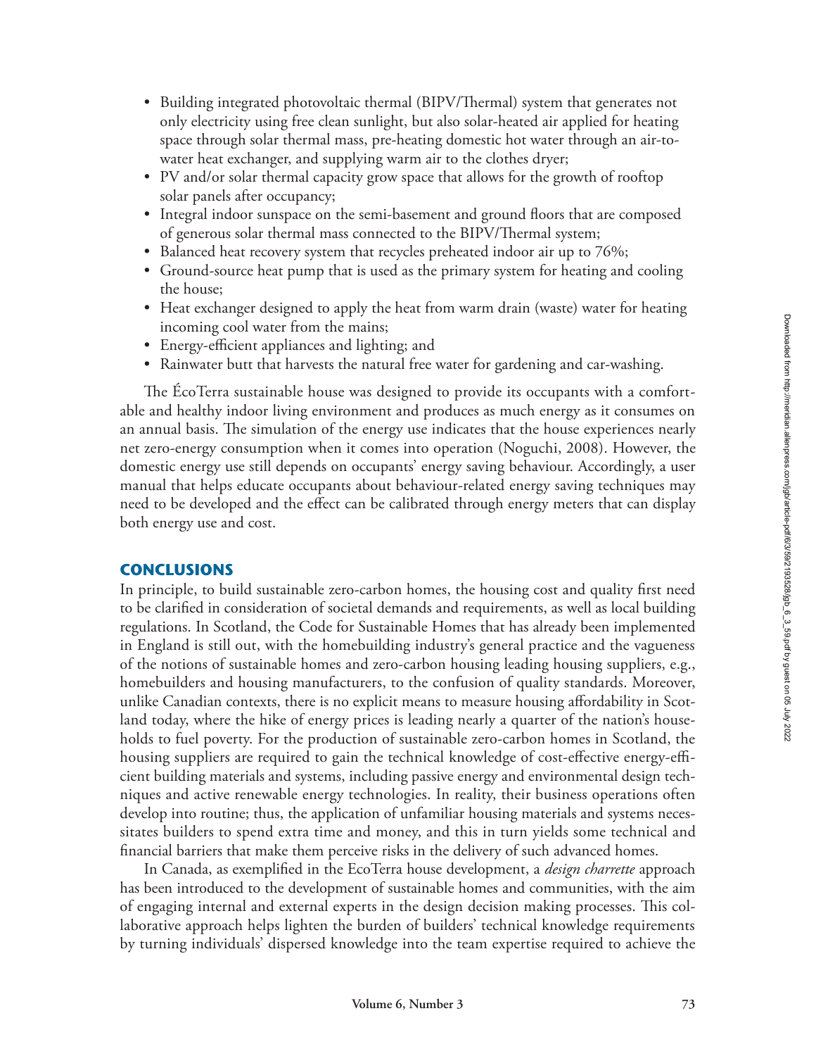- Building integrated photovoltaic thermal (BIPV/Thermal) system that generates not only electricity using free clean sunlight, but also solar-heated air applied for heating space through solar thermal mass, pre-heating domestic hot water through an air-to-water heat exchanger, and supplying warm air to the clothes dryer;
- PV and/or solar thermal capacity grow space that allows for the growth of rooftop solar panels after occupancy;
- Integral indoor sunspace on the semi-basement and ground floors that are composed of generous solar thermal mass connected to the BIPV/Thermal system;
- Balanced heat recovery system that recycles preheated indoor air up to 76%;
- Ground-source heat pump that is used as the primary system for heating and cooling the house;
- Heat exchanger designed to apply the heat from warm drain (waste) water for heating incoming cool water from the mains;
- Energy-efficient appliances and lighting; and
- Rainwater butt that harvests the natural free water for gardening and car-washing.

The ÉcoTerra sustainable house was designed to provide its occupants with a comfortable and healthy indoor living environment and produces as much energy as it consumes on an annual basis. The simulation of the energy use indicates that the house experiences nearly net zero-energy consumption when it comes into operation (Noguchi, 2008). However, the domestic energy use still depends on occupants' energy saving behaviour. Accordingly, a user manual that helps educate occupants about behaviour-related energy saving techniques may need to be developed and the effect can be calibrated through energy meters that can display both energy use and cost.

## CONCLUSIONS

In principle, to build sustainable zero-carbon homes, the housing cost and quality first need to be clarified in consideration of societal demands and requirements, as well as local building regulations. In Scotland, the Code for Sustainable Homes that has already been implemented in England is still out, with the homebuilding industry's general practice and the vagueness of the notions of sustainable homes and zero-carbon housing leading housing suppliers, e.g., homebuilders and housing manufacturers, to the confusion of quality standards. Moreover, unlike Canadian contexts, there is no explicit means to measure housing affordability in Scotland today, where the hike of energy prices is leading nearly a quarter of the nation's households to fuel poverty. For the production of sustainable zero-carbon homes in Scotland, the housing suppliers are required to gain the technical knowledge of cost-effective energy-efficient building materials and systems, including passive energy and environmental design techniques and active renewable energy technologies. In reality, their business operations often develop into routine; thus, the application of unfamiliar housing materials and systems necessitates builders to spend extra time and money, and this in turn yields some technical and financial barriers that make them perceive risks in the delivery of such advanced homes.

In Canada, as exemplified in the EcoTerra house development, a *design charrette* approach has been introduced to the development of sustainable homes and communities, with the aim of engaging internal and external experts in the design decision making processes. This collaborative approach helps lighten the burden of builders' technical knowledge requirements by turning individuals' dispersed knowledge into the team expertise required to achieve the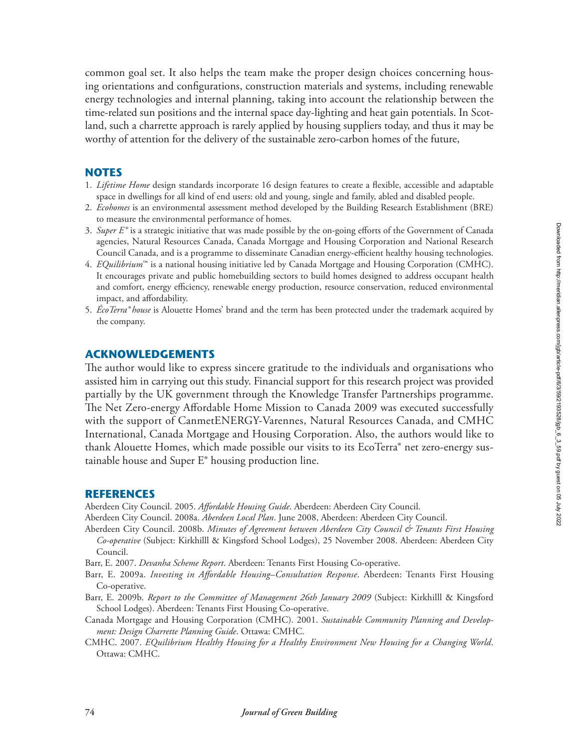common goal set. It also helps the team make the proper design choices concerning housing orientations and configurations, construction materials and systems, including renewable energy technologies and internal planning, taking into account the relationship between the time-related sun positions and the internal space day-lighting and heat gain potentials. In Scotland, such a charrette approach is rarely applied by housing suppliers today, and thus it may be worthy of attention for the delivery of the sustainable zero-carbon homes of the future,

## NOTES

1. *Lifetime Home* design standards incorporate 16 design features to create a flexible, accessible and adaptable space in dwellings for all kind of end users: old and young, single and family, abled and disabled people.
2. *Ecohomes* is an environmental assessment method developed by the Building Research Establishment (BRE) to measure the environmental performance of homes.
3. *Super E®* is a strategic initiative that was made possible by the on-going efforts of the Government of Canada agencies, Natural Resources Canada, Canada Mortgage and Housing Corporation and National Research Council Canada, and is a programme to disseminate Canadian energy-efficient healthy housing technologies.
4. *EQuilibrium™* is a national housing initiative led by Canada Mortgage and Housing Corporation (CMHC). It encourages private and public homebuilding sectors to build homes designed to address occupant health and comfort, energy efficiency, renewable energy production, resource conservation, reduced environmental impact, and affordability.
5. *ÉcoTerra® house* is Alouette Homes' brand and the term has been protected under the trademark acquired by the company.

## ACKNOWLEDGEMENTS

The author would like to express sincere gratitude to the individuals and organisations who assisted him in carrying out this study. Financial support for this research project was provided partially by the UK government through the Knowledge Transfer Partnerships programme. The Net Zero-energy Affordable Home Mission to Canada 2009 was executed successfully with the support of CanmetENERGY-Varennes, Natural Resources Canada, and CMHC International, Canada Mortgage and Housing Corporation. Also, the authors would like to thank Alouette Homes, which made possible our visits to its EcoTerra® net zero-energy sustainable house and Super E® housing production line.

## REFERENCES

Aberdeen City Council. 2005. *Affordable Housing Guide*. Aberdeen: Aberdeen City Council.

Aberdeen City Council. 2008a. *Aberdeen Local Plan*. June 2008, Aberdeen: Aberdeen City Council.

Aberdeen City Council. 2008b. *Minutes of Agreement between Aberdeen City Council & Tenants First Housing Co-operative* (Subject: Kirkhilll & Kingsford School Lodges), 25 November 2008. Aberdeen: Aberdeen City Council.

Barr, E. 2007. *Devanha Scheme Report*. Aberdeen: Tenants First Housing Co-operative.

Barr, E. 2009a. *Investing in Affordable Housing–Consultation Response*. Aberdeen: Tenants First Housing Co-operative.

Barr, E. 2009b. *Report to the Committee of Management 26th January 2009* (Subject: Kirkhilll & Kingsford School Lodges). Aberdeen: Tenants First Housing Co-operative.

Canada Mortgage and Housing Corporation (CMHC). 2001. *Sustainable Community Planning and Development: Design Charrette Planning Guide*. Ottawa: CMHC.

CMHC. 2007. *EQuilibrium Healthy Housing for a Healthy Environment New Housing for a Changing World*. Ottawa: CMHC.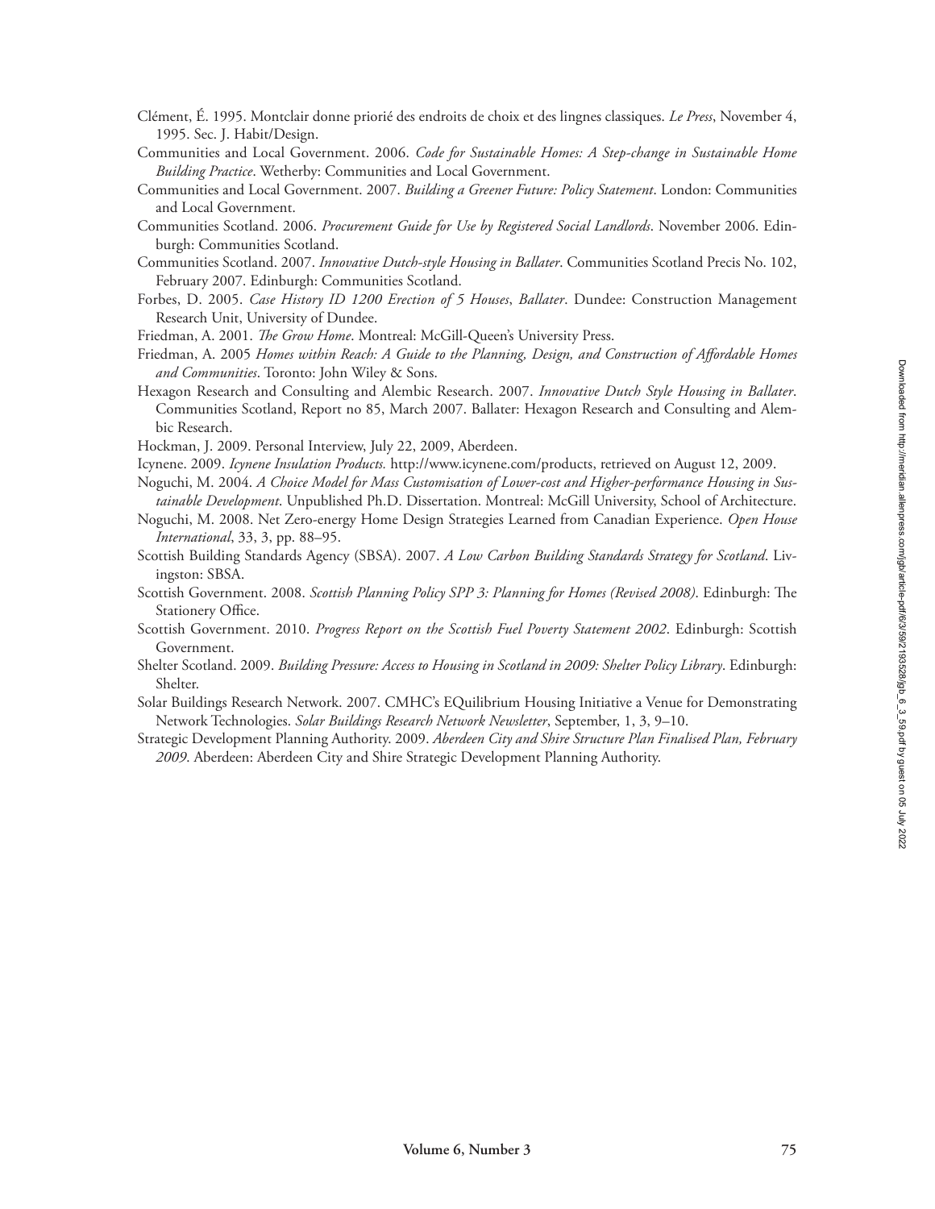Clément, É. 1995. Montclair donne priorié des endroits de choix et des lingnes classiques. *Le Press*, November 4, 1995. Sec. J. Habit/Design.

Communities and Local Government. 2006. *Code for Sustainable Homes: A Step-change in Sustainable Home Building Practice*. Wetherby: Communities and Local Government.

Communities and Local Government. 2007. *Building a Greener Future: Policy Statement*. London: Communities and Local Government.

Communities Scotland. 2006. *Procurement Guide for Use by Registered Social Landlords*. November 2006. Edinburgh: Communities Scotland.

Communities Scotland. 2007. *Innovative Dutch-style Housing in Ballater*. Communities Scotland Precis No. 102, February 2007. Edinburgh: Communities Scotland.

Forbes, D. 2005. *Case History ID 1200 Erection of 5 Houses, Ballater*. Dundee: Construction Management Research Unit, University of Dundee.

Friedman, A. 2001. *The Grow Home*. Montreal: McGill-Queen's University Press.

Friedman, A. 2005 *Homes within Reach: A Guide to the Planning, Design, and Construction of Affordable Homes and Communities*. Toronto: John Wiley & Sons.

Hexagon Research and Consulting and Alembic Research. 2007. *Innovative Dutch Style Housing in Ballater*. Communities Scotland, Report no 85, March 2007. Ballater: Hexagon Research and Consulting and Alembic Research.

Hockman, J. 2009. Personal Interview, July 22, 2009, Aberdeen.

Icynene. 2009. *Icynene Insulation Products.* http://www.icynene.com/products, retrieved on August 12, 2009.

Noguchi, M. 2004. *A Choice Model for Mass Customisation of Lower-cost and Higher-performance Housing in Sustainable Development*. Unpublished Ph.D. Dissertation. Montreal: McGill University, School of Architecture.

Noguchi, M. 2008. Net Zero-energy Home Design Strategies Learned from Canadian Experience. *Open House International*, 33, 3, pp. 88–95.

Scottish Building Standards Agency (SBSA). 2007. *A Low Carbon Building Standards Strategy for Scotland*. Livingston: SBSA.

Scottish Government. 2008. *Scottish Planning Policy SPP 3: Planning for Homes (Revised 2008)*. Edinburgh: The Stationery Office.

Scottish Government. 2010. *Progress Report on the Scottish Fuel Poverty Statement 2002*. Edinburgh: Scottish Government.

Shelter Scotland. 2009. *Building Pressure: Access to Housing in Scotland in 2009: Shelter Policy Library*. Edinburgh: Shelter.

Solar Buildings Research Network. 2007. CMHC's EQuilibrium Housing Initiative a Venue for Demonstrating Network Technologies. *Solar Buildings Research Network Newsletter*, September, 1, 3, 9–10.

Strategic Development Planning Authority. 2009. *Aberdeen City and Shire Structure Plan Finalised Plan, February 2009*. Aberdeen: Aberdeen City and Shire Strategic Development Planning Authority.